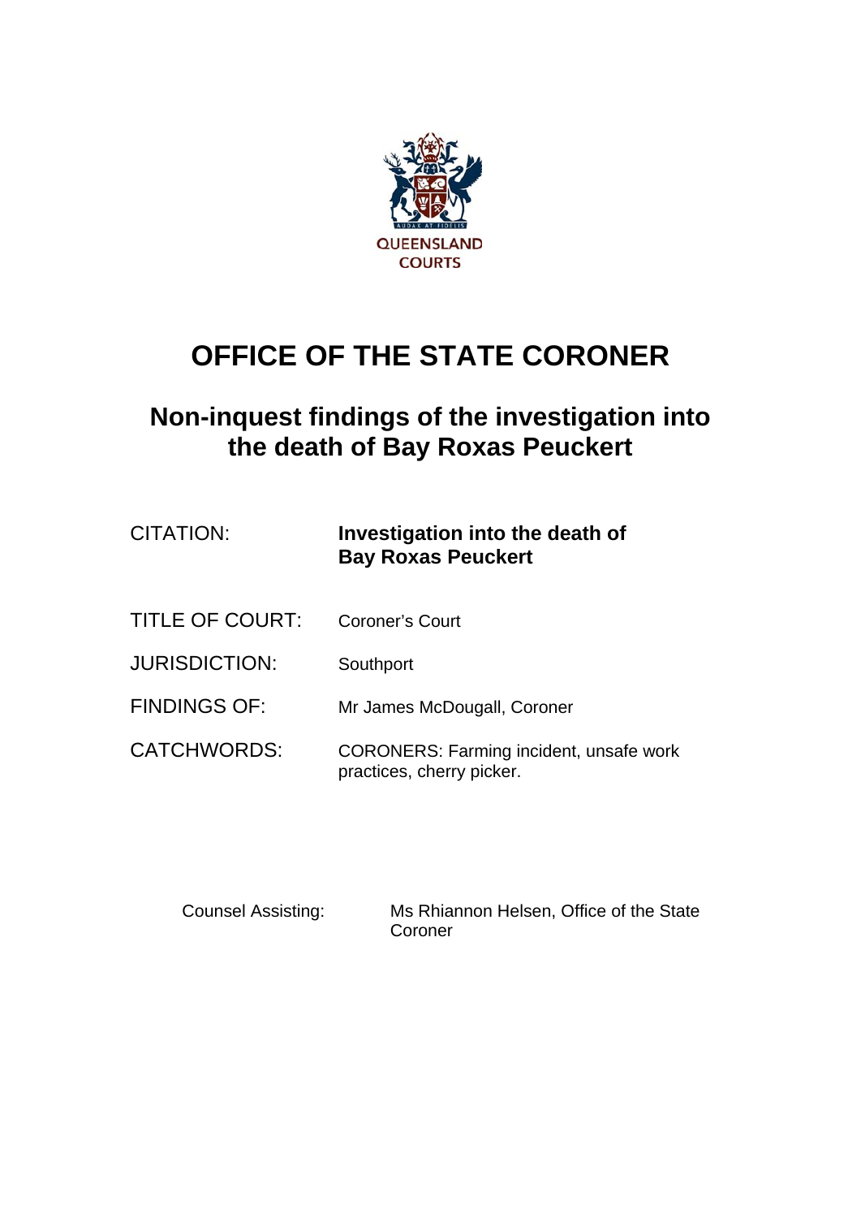QUEENSLAND COURTS

# OFFICE OF THE STATE CORONER

## Non-inquest findings of the investigation into the death of Bay Roxas Peuckert

| | |
|---|---|
| CITATION: | **Investigation into the death of Bay Roxas Peuckert** |
| TITLE OF COURT: | Coroner's Court |
| JURISDICTION: | Southport |
| FINDINGS OF: | Mr James McDougall, Coroner |
| CATCHWORDS: | CORONERS: Farming incident, unsafe work practices, cherry picker. |

Counsel Assisting: Ms Rhiannon Helsen, Office of the State Coroner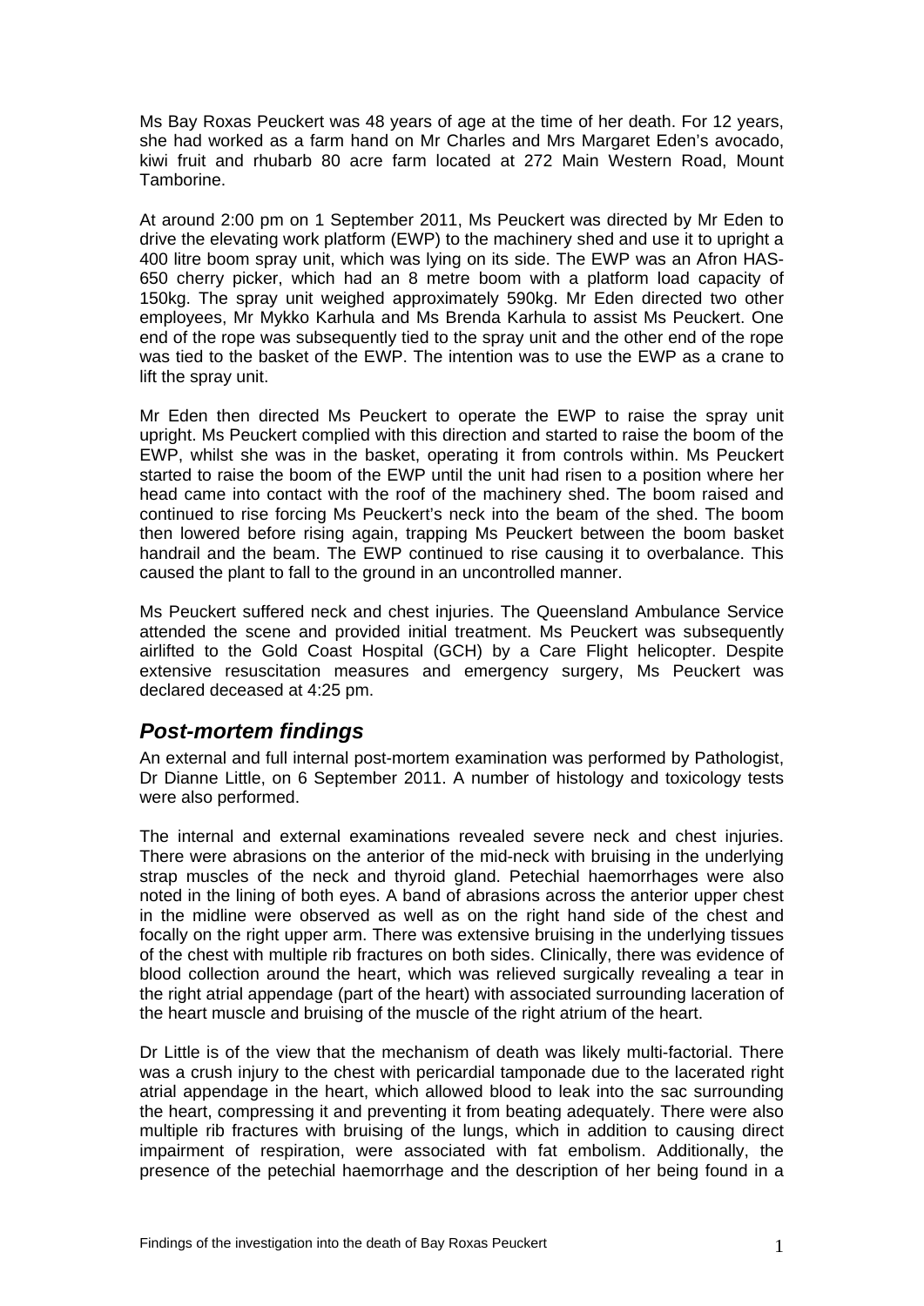Ms Bay Roxas Peuckert was 48 years of age at the time of her death. For 12 years, she had worked as a farm hand on Mr Charles and Mrs Margaret Eden's avocado, kiwi fruit and rhubarb 80 acre farm located at 272 Main Western Road, Mount Tamborine.

At around 2:00 pm on 1 September 2011, Ms Peuckert was directed by Mr Eden to drive the elevating work platform (EWP) to the machinery shed and use it to upright a 400 litre boom spray unit, which was lying on its side. The EWP was an Afron HAS-650 cherry picker, which had an 8 metre boom with a platform load capacity of 150kg. The spray unit weighed approximately 590kg. Mr Eden directed two other employees, Mr Mykko Karhula and Ms Brenda Karhula to assist Ms Peuckert. One end of the rope was subsequently tied to the spray unit and the other end of the rope was tied to the basket of the EWP. The intention was to use the EWP as a crane to lift the spray unit.

Mr Eden then directed Ms Peuckert to operate the EWP to raise the spray unit upright. Ms Peuckert complied with this direction and started to raise the boom of the EWP, whilst she was in the basket, operating it from controls within. Ms Peuckert started to raise the boom of the EWP until the unit had risen to a position where her head came into contact with the roof of the machinery shed. The boom raised and continued to rise forcing Ms Peuckert's neck into the beam of the shed. The boom then lowered before rising again, trapping Ms Peuckert between the boom basket handrail and the beam. The EWP continued to rise causing it to overbalance. This caused the plant to fall to the ground in an uncontrolled manner.

Ms Peuckert suffered neck and chest injuries. The Queensland Ambulance Service attended the scene and provided initial treatment. Ms Peuckert was subsequently airlifted to the Gold Coast Hospital (GCH) by a Care Flight helicopter. Despite extensive resuscitation measures and emergency surgery, Ms Peuckert was declared deceased at 4:25 pm.

## *Post-mortem findings*

An external and full internal post-mortem examination was performed by Pathologist, Dr Dianne Little, on 6 September 2011. A number of histology and toxicology tests were also performed.

The internal and external examinations revealed severe neck and chest injuries. There were abrasions on the anterior of the mid-neck with bruising in the underlying strap muscles of the neck and thyroid gland. Petechial haemorrhages were also noted in the lining of both eyes. A band of abrasions across the anterior upper chest in the midline were observed as well as on the right hand side of the chest and focally on the right upper arm. There was extensive bruising in the underlying tissues of the chest with multiple rib fractures on both sides. Clinically, there was evidence of blood collection around the heart, which was relieved surgically revealing a tear in the right atrial appendage (part of the heart) with associated surrounding laceration of the heart muscle and bruising of the muscle of the right atrium of the heart.

Dr Little is of the view that the mechanism of death was likely multi-factorial. There was a crush injury to the chest with pericardial tamponade due to the lacerated right atrial appendage in the heart, which allowed blood to leak into the sac surrounding the heart, compressing it and preventing it from beating adequately. There were also multiple rib fractures with bruising of the lungs, which in addition to causing direct impairment of respiration, were associated with fat embolism. Additionally, the presence of the petechial haemorrhage and the description of her being found in a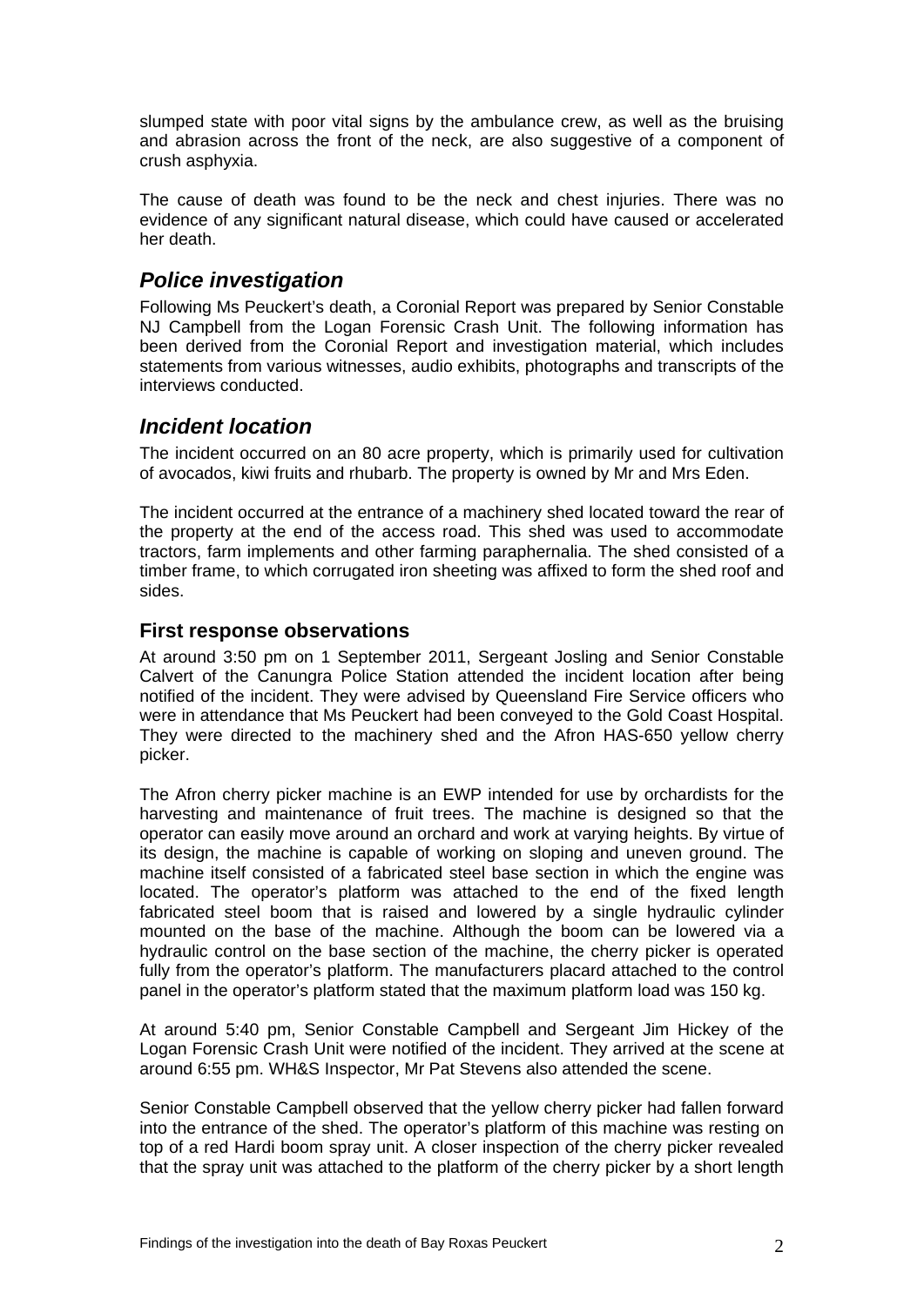slumped state with poor vital signs by the ambulance crew, as well as the bruising and abrasion across the front of the neck, are also suggestive of a component of crush asphyxia.

The cause of death was found to be the neck and chest injuries. There was no evidence of any significant natural disease, which could have caused or accelerated her death.

## *Police investigation*

Following Ms Peuckert's death, a Coronial Report was prepared by Senior Constable NJ Campbell from the Logan Forensic Crash Unit. The following information has been derived from the Coronial Report and investigation material, which includes statements from various witnesses, audio exhibits, photographs and transcripts of the interviews conducted.

## *Incident location*

The incident occurred on an 80 acre property, which is primarily used for cultivation of avocados, kiwi fruits and rhubarb. The property is owned by Mr and Mrs Eden.

The incident occurred at the entrance of a machinery shed located toward the rear of the property at the end of the access road. This shed was used to accommodate tractors, farm implements and other farming paraphernalia. The shed consisted of a timber frame, to which corrugated iron sheeting was affixed to form the shed roof and sides.

### First response observations

At around 3:50 pm on 1 September 2011, Sergeant Josling and Senior Constable Calvert of the Canungra Police Station attended the incident location after being notified of the incident. They were advised by Queensland Fire Service officers who were in attendance that Ms Peuckert had been conveyed to the Gold Coast Hospital. They were directed to the machinery shed and the Afron HAS-650 yellow cherry picker.

The Afron cherry picker machine is an EWP intended for use by orchardists for the harvesting and maintenance of fruit trees. The machine is designed so that the operator can easily move around an orchard and work at varying heights. By virtue of its design, the machine is capable of working on sloping and uneven ground. The machine itself consisted of a fabricated steel base section in which the engine was located. The operator's platform was attached to the end of the fixed length fabricated steel boom that is raised and lowered by a single hydraulic cylinder mounted on the base of the machine. Although the boom can be lowered via a hydraulic control on the base section of the machine, the cherry picker is operated fully from the operator's platform. The manufacturers placard attached to the control panel in the operator's platform stated that the maximum platform load was 150 kg.

At around 5:40 pm, Senior Constable Campbell and Sergeant Jim Hickey of the Logan Forensic Crash Unit were notified of the incident. They arrived at the scene at around 6:55 pm. WH&S Inspector, Mr Pat Stevens also attended the scene.

Senior Constable Campbell observed that the yellow cherry picker had fallen forward into the entrance of the shed. The operator's platform of this machine was resting on top of a red Hardi boom spray unit. A closer inspection of the cherry picker revealed that the spray unit was attached to the platform of the cherry picker by a short length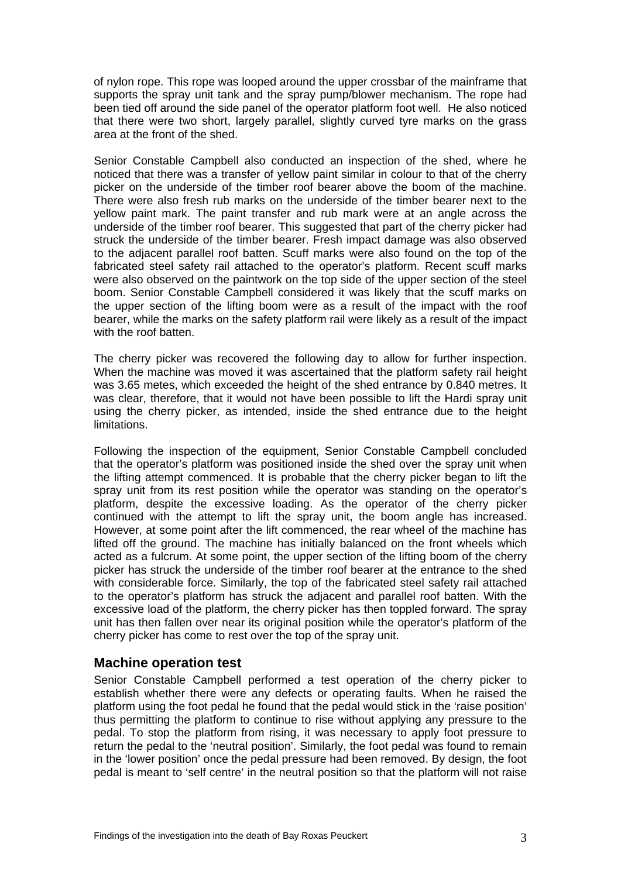of nylon rope. This rope was looped around the upper crossbar of the mainframe that supports the spray unit tank and the spray pump/blower mechanism. The rope had been tied off around the side panel of the operator platform foot well. He also noticed that there were two short, largely parallel, slightly curved tyre marks on the grass area at the front of the shed.

Senior Constable Campbell also conducted an inspection of the shed, where he noticed that there was a transfer of yellow paint similar in colour to that of the cherry picker on the underside of the timber roof bearer above the boom of the machine. There were also fresh rub marks on the underside of the timber bearer next to the yellow paint mark. The paint transfer and rub mark were at an angle across the underside of the timber roof bearer. This suggested that part of the cherry picker had struck the underside of the timber bearer. Fresh impact damage was also observed to the adjacent parallel roof batten. Scuff marks were also found on the top of the fabricated steel safety rail attached to the operator's platform. Recent scuff marks were also observed on the paintwork on the top side of the upper section of the steel boom. Senior Constable Campbell considered it was likely that the scuff marks on the upper section of the lifting boom were as a result of the impact with the roof bearer, while the marks on the safety platform rail were likely as a result of the impact with the roof batten.

The cherry picker was recovered the following day to allow for further inspection. When the machine was moved it was ascertained that the platform safety rail height was 3.65 metes, which exceeded the height of the shed entrance by 0.840 metres. It was clear, therefore, that it would not have been possible to lift the Hardi spray unit using the cherry picker, as intended, inside the shed entrance due to the height limitations.

Following the inspection of the equipment, Senior Constable Campbell concluded that the operator's platform was positioned inside the shed over the spray unit when the lifting attempt commenced. It is probable that the cherry picker began to lift the spray unit from its rest position while the operator was standing on the operator's platform, despite the excessive loading. As the operator of the cherry picker continued with the attempt to lift the spray unit, the boom angle has increased. However, at some point after the lift commenced, the rear wheel of the machine has lifted off the ground. The machine has initially balanced on the front wheels which acted as a fulcrum. At some point, the upper section of the lifting boom of the cherry picker has struck the underside of the timber roof bearer at the entrance to the shed with considerable force. Similarly, the top of the fabricated steel safety rail attached to the operator's platform has struck the adjacent and parallel roof batten. With the excessive load of the platform, the cherry picker has then toppled forward. The spray unit has then fallen over near its original position while the operator's platform of the cherry picker has come to rest over the top of the spray unit.

## Machine operation test

Senior Constable Campbell performed a test operation of the cherry picker to establish whether there were any defects or operating faults. When he raised the platform using the foot pedal he found that the pedal would stick in the 'raise position' thus permitting the platform to continue to rise without applying any pressure to the pedal. To stop the platform from rising, it was necessary to apply foot pressure to return the pedal to the 'neutral position'. Similarly, the foot pedal was found to remain in the 'lower position' once the pedal pressure had been removed. By design, the foot pedal is meant to 'self centre' in the neutral position so that the platform will not raise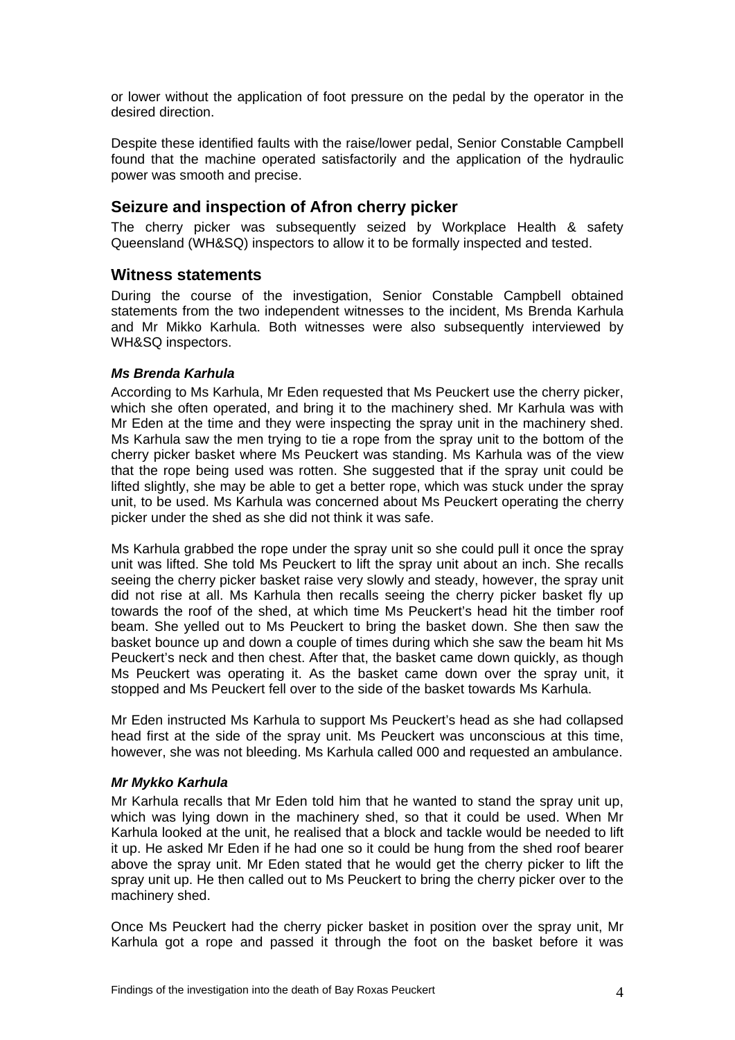or lower without the application of foot pressure on the pedal by the operator in the desired direction.

Despite these identified faults with the raise/lower pedal, Senior Constable Campbell found that the machine operated satisfactorily and the application of the hydraulic power was smooth and precise.

## Seizure and inspection of Afron cherry picker

The cherry picker was subsequently seized by Workplace Health & safety Queensland (WH&SQ) inspectors to allow it to be formally inspected and tested.

## Witness statements

During the course of the investigation, Senior Constable Campbell obtained statements from the two independent witnesses to the incident, Ms Brenda Karhula and Mr Mikko Karhula. Both witnesses were also subsequently interviewed by WH&SQ inspectors.

### *Ms Brenda Karhula*

According to Ms Karhula, Mr Eden requested that Ms Peuckert use the cherry picker, which she often operated, and bring it to the machinery shed. Mr Karhula was with Mr Eden at the time and they were inspecting the spray unit in the machinery shed. Ms Karhula saw the men trying to tie a rope from the spray unit to the bottom of the cherry picker basket where Ms Peuckert was standing. Ms Karhula was of the view that the rope being used was rotten. She suggested that if the spray unit could be lifted slightly, she may be able to get a better rope, which was stuck under the spray unit, to be used. Ms Karhula was concerned about Ms Peuckert operating the cherry picker under the shed as she did not think it was safe.

Ms Karhula grabbed the rope under the spray unit so she could pull it once the spray unit was lifted. She told Ms Peuckert to lift the spray unit about an inch. She recalls seeing the cherry picker basket raise very slowly and steady, however, the spray unit did not rise at all. Ms Karhula then recalls seeing the cherry picker basket fly up towards the roof of the shed, at which time Ms Peuckert's head hit the timber roof beam. She yelled out to Ms Peuckert to bring the basket down. She then saw the basket bounce up and down a couple of times during which she saw the beam hit Ms Peuckert's neck and then chest. After that, the basket came down quickly, as though Ms Peuckert was operating it. As the basket came down over the spray unit, it stopped and Ms Peuckert fell over to the side of the basket towards Ms Karhula.

Mr Eden instructed Ms Karhula to support Ms Peuckert's head as she had collapsed head first at the side of the spray unit. Ms Peuckert was unconscious at this time, however, she was not bleeding. Ms Karhula called 000 and requested an ambulance.

### *Mr Mykko Karhula*

Mr Karhula recalls that Mr Eden told him that he wanted to stand the spray unit up, which was lying down in the machinery shed, so that it could be used. When Mr Karhula looked at the unit, he realised that a block and tackle would be needed to lift it up. He asked Mr Eden if he had one so it could be hung from the shed roof bearer above the spray unit. Mr Eden stated that he would get the cherry picker to lift the spray unit up. He then called out to Ms Peuckert to bring the cherry picker over to the machinery shed.

Once Ms Peuckert had the cherry picker basket in position over the spray unit, Mr Karhula got a rope and passed it through the foot on the basket before it was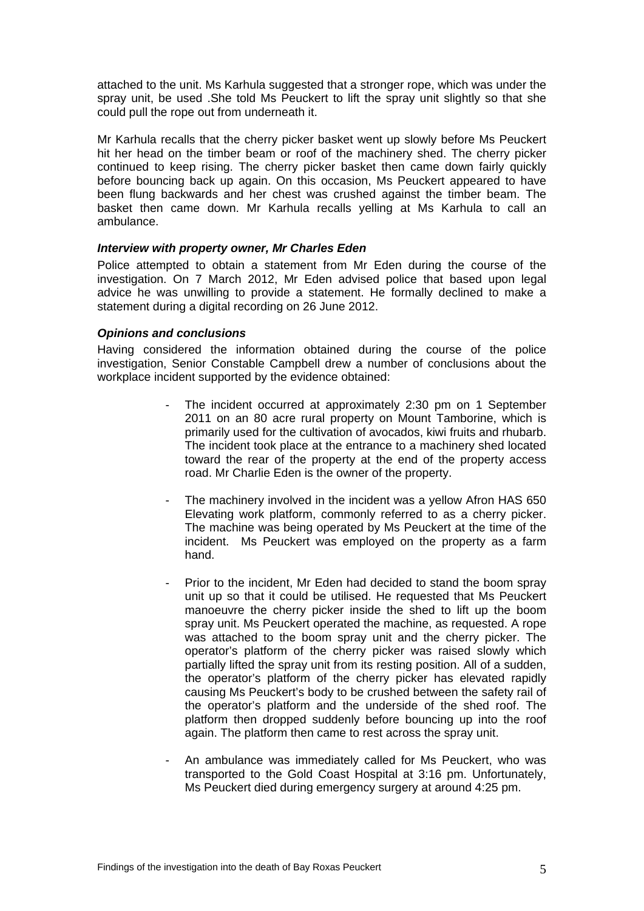attached to the unit. Ms Karhula suggested that a stronger rope, which was under the spray unit, be used .She told Ms Peuckert to lift the spray unit slightly so that she could pull the rope out from underneath it.

Mr Karhula recalls that the cherry picker basket went up slowly before Ms Peuckert hit her head on the timber beam or roof of the machinery shed. The cherry picker continued to keep rising. The cherry picker basket then came down fairly quickly before bouncing back up again. On this occasion, Ms Peuckert appeared to have been flung backwards and her chest was crushed against the timber beam. The basket then came down. Mr Karhula recalls yelling at Ms Karhula to call an ambulance.

### *Interview with property owner, Mr Charles Eden*

Police attempted to obtain a statement from Mr Eden during the course of the investigation. On 7 March 2012, Mr Eden advised police that based upon legal advice he was unwilling to provide a statement. He formally declined to make a statement during a digital recording on 26 June 2012.

### *Opinions and conclusions*

Having considered the information obtained during the course of the police investigation, Senior Constable Campbell drew a number of conclusions about the workplace incident supported by the evidence obtained:

- The incident occurred at approximately 2:30 pm on 1 September 2011 on an 80 acre rural property on Mount Tamborine, which is primarily used for the cultivation of avocados, kiwi fruits and rhubarb. The incident took place at the entrance to a machinery shed located toward the rear of the property at the end of the property access road. Mr Charlie Eden is the owner of the property.

- The machinery involved in the incident was a yellow Afron HAS 650 Elevating work platform, commonly referred to as a cherry picker. The machine was being operated by Ms Peuckert at the time of the incident. Ms Peuckert was employed on the property as a farm hand.

- Prior to the incident, Mr Eden had decided to stand the boom spray unit up so that it could be utilised. He requested that Ms Peuckert manoeuvre the cherry picker inside the shed to lift up the boom spray unit. Ms Peuckert operated the machine, as requested. A rope was attached to the boom spray unit and the cherry picker. The operator's platform of the cherry picker was raised slowly which partially lifted the spray unit from its resting position. All of a sudden, the operator's platform of the cherry picker has elevated rapidly causing Ms Peuckert's body to be crushed between the safety rail of the operator's platform and the underside of the shed roof. The platform then dropped suddenly before bouncing up into the roof again. The platform then came to rest across the spray unit.

- An ambulance was immediately called for Ms Peuckert, who was transported to the Gold Coast Hospital at 3:16 pm. Unfortunately, Ms Peuckert died during emergency surgery at around 4:25 pm.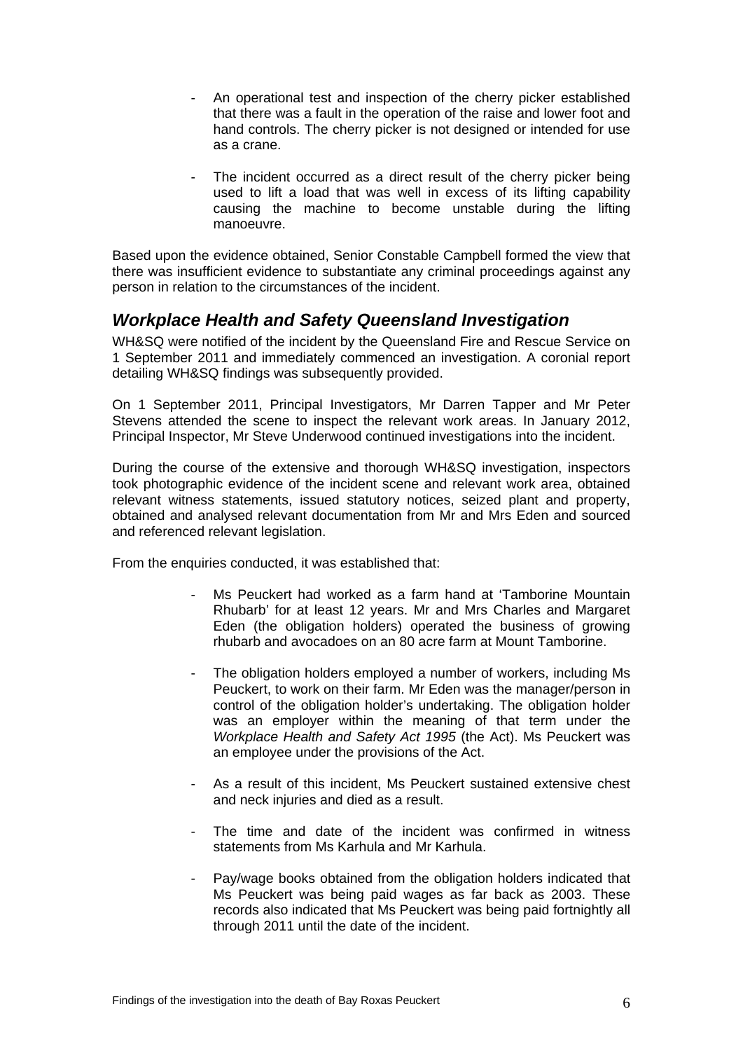- An operational test and inspection of the cherry picker established that there was a fault in the operation of the raise and lower foot and hand controls. The cherry picker is not designed or intended for use as a crane.

- The incident occurred as a direct result of the cherry picker being used to lift a load that was well in excess of its lifting capability causing the machine to become unstable during the lifting manoeuvre.

Based upon the evidence obtained, Senior Constable Campbell formed the view that there was insufficient evidence to substantiate any criminal proceedings against any person in relation to the circumstances of the incident.

## *Workplace Health and Safety Queensland Investigation*

WH&SQ were notified of the incident by the Queensland Fire and Rescue Service on 1 September 2011 and immediately commenced an investigation. A coronial report detailing WH&SQ findings was subsequently provided.

On 1 September 2011, Principal Investigators, Mr Darren Tapper and Mr Peter Stevens attended the scene to inspect the relevant work areas. In January 2012, Principal Inspector, Mr Steve Underwood continued investigations into the incident.

During the course of the extensive and thorough WH&SQ investigation, inspectors took photographic evidence of the incident scene and relevant work area, obtained relevant witness statements, issued statutory notices, seized plant and property, obtained and analysed relevant documentation from Mr and Mrs Eden and sourced and referenced relevant legislation.

From the enquiries conducted, it was established that:

- Ms Peuckert had worked as a farm hand at 'Tamborine Mountain Rhubarb' for at least 12 years. Mr and Mrs Charles and Margaret Eden (the obligation holders) operated the business of growing rhubarb and avocadoes on an 80 acre farm at Mount Tamborine.

- The obligation holders employed a number of workers, including Ms Peuckert, to work on their farm. Mr Eden was the manager/person in control of the obligation holder's undertaking. The obligation holder was an employer within the meaning of that term under the *Workplace Health and Safety Act 1995* (the Act). Ms Peuckert was an employee under the provisions of the Act.

- As a result of this incident, Ms Peuckert sustained extensive chest and neck injuries and died as a result.

- The time and date of the incident was confirmed in witness statements from Ms Karhula and Mr Karhula.

- Pay/wage books obtained from the obligation holders indicated that Ms Peuckert was being paid wages as far back as 2003. These records also indicated that Ms Peuckert was being paid fortnightly all through 2011 until the date of the incident.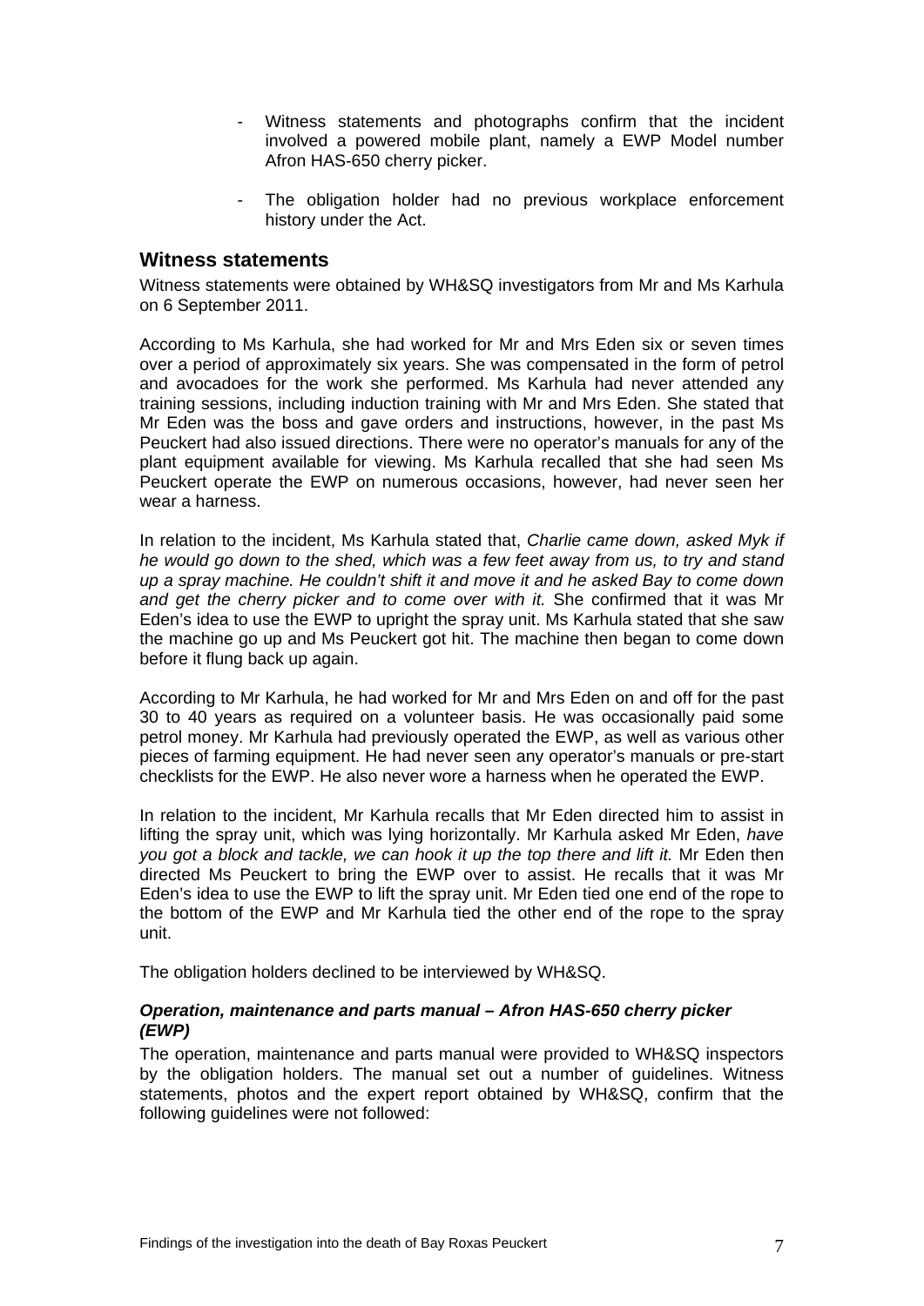- Witness statements and photographs confirm that the incident involved a powered mobile plant, namely a EWP Model number Afron HAS-650 cherry picker.

- The obligation holder had no previous workplace enforcement history under the Act.

## Witness statements

Witness statements were obtained by WH&SQ investigators from Mr and Ms Karhula on 6 September 2011.

According to Ms Karhula, she had worked for Mr and Mrs Eden six or seven times over a period of approximately six years. She was compensated in the form of petrol and avocadoes for the work she performed. Ms Karhula had never attended any training sessions, including induction training with Mr and Mrs Eden. She stated that Mr Eden was the boss and gave orders and instructions, however, in the past Ms Peuckert had also issued directions. There were no operator's manuals for any of the plant equipment available for viewing. Ms Karhula recalled that she had seen Ms Peuckert operate the EWP on numerous occasions, however, had never seen her wear a harness.

In relation to the incident, Ms Karhula stated that, *Charlie came down, asked Myk if he would go down to the shed, which was a few feet away from us, to try and stand up a spray machine. He couldn't shift it and move it and he asked Bay to come down and get the cherry picker and to come over with it.* She confirmed that it was Mr Eden's idea to use the EWP to upright the spray unit. Ms Karhula stated that she saw the machine go up and Ms Peuckert got hit. The machine then began to come down before it flung back up again.

According to Mr Karhula, he had worked for Mr and Mrs Eden on and off for the past 30 to 40 years as required on a volunteer basis. He was occasionally paid some petrol money. Mr Karhula had previously operated the EWP, as well as various other pieces of farming equipment. He had never seen any operator's manuals or pre-start checklists for the EWP. He also never wore a harness when he operated the EWP.

In relation to the incident, Mr Karhula recalls that Mr Eden directed him to assist in lifting the spray unit, which was lying horizontally. Mr Karhula asked Mr Eden, *have you got a block and tackle, we can hook it up the top there and lift it.* Mr Eden then directed Ms Peuckert to bring the EWP over to assist. He recalls that it was Mr Eden's idea to use the EWP to lift the spray unit. Mr Eden tied one end of the rope to the bottom of the EWP and Mr Karhula tied the other end of the rope to the spray unit.

The obligation holders declined to be interviewed by WH&SQ.

### *Operation, maintenance and parts manual – Afron HAS-650 cherry picker (EWP)*

The operation, maintenance and parts manual were provided to WH&SQ inspectors by the obligation holders. The manual set out a number of guidelines. Witness statements, photos and the expert report obtained by WH&SQ, confirm that the following guidelines were not followed: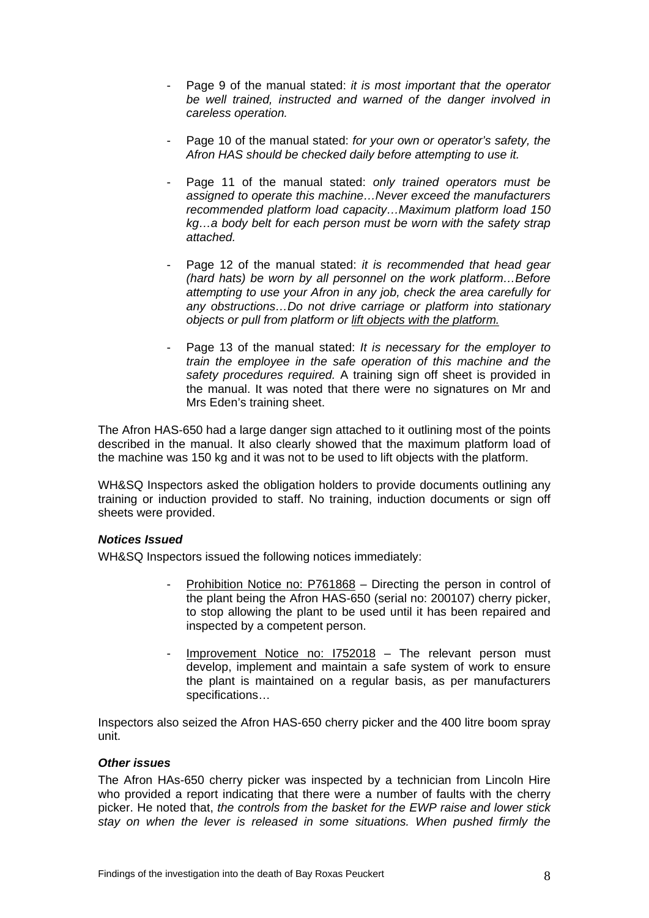- Page 9 of the manual stated: *it is most important that the operator be well trained, instructed and warned of the danger involved in careless operation.*

- Page 10 of the manual stated: *for your own or operator's safety, the Afron HAS should be checked daily before attempting to use it.*

- Page 11 of the manual stated: *only trained operators must be assigned to operate this machine…Never exceed the manufacturers recommended platform load capacity…Maximum platform load 150 kg…a body belt for each person must be worn with the safety strap attached.*

- Page 12 of the manual stated: *it is recommended that head gear (hard hats) be worn by all personnel on the work platform…Before attempting to use your Afron in any job, check the area carefully for any obstructions…Do not drive carriage or platform into stationary objects or pull from platform or* <u>*lift objects with the platform.*</u>

- Page 13 of the manual stated: *It is necessary for the employer to train the employee in the safe operation of this machine and the safety procedures required.* A training sign off sheet is provided in the manual. It was noted that there were no signatures on Mr and Mrs Eden's training sheet.

The Afron HAS-650 had a large danger sign attached to it outlining most of the points described in the manual. It also clearly showed that the maximum platform load of the machine was 150 kg and it was not to be used to lift objects with the platform.

WH&SQ Inspectors asked the obligation holders to provide documents outlining any training or induction provided to staff. No training, induction documents or sign off sheets were provided.

***Notices Issued***

WH&SQ Inspectors issued the following notices immediately:

- <u>Prohibition Notice no: P761868</u> – Directing the person in control of the plant being the Afron HAS-650 (serial no: 200107) cherry picker, to stop allowing the plant to be used until it has been repaired and inspected by a competent person.

- <u>Improvement Notice no: I752018</u> – The relevant person must develop, implement and maintain a safe system of work to ensure the plant is maintained on a regular basis, as per manufacturers specifications…

Inspectors also seized the Afron HAS-650 cherry picker and the 400 litre boom spray unit.

***Other issues***

The Afron HAs-650 cherry picker was inspected by a technician from Lincoln Hire who provided a report indicating that there were a number of faults with the cherry picker. He noted that, *the controls from the basket for the EWP raise and lower stick stay on when the lever is released in some situations. When pushed firmly the*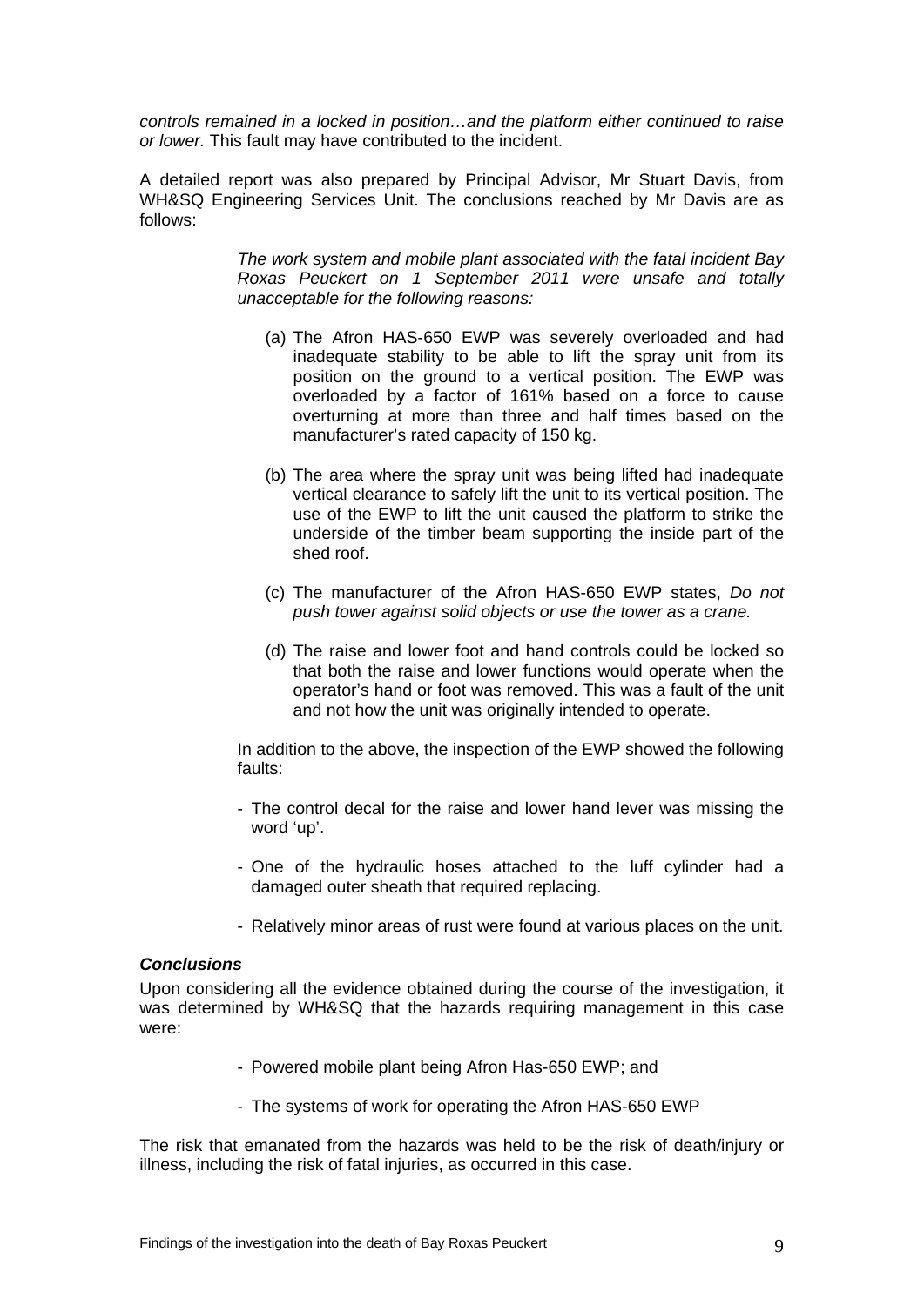*controls remained in a locked in position…and the platform either continued to raise or lower.* This fault may have contributed to the incident.

A detailed report was also prepared by Principal Advisor, Mr Stuart Davis, from WH&SQ Engineering Services Unit. The conclusions reached by Mr Davis are as follows:

> *The work system and mobile plant associated with the fatal incident Bay Roxas Peuckert on 1 September 2011 were unsafe and totally unacceptable for the following reasons:*
>
> (a) The Afron HAS-650 EWP was severely overloaded and had inadequate stability to be able to lift the spray unit from its position on the ground to a vertical position. The EWP was overloaded by a factor of 161% based on a force to cause overturning at more than three and half times based on the manufacturer's rated capacity of 150 kg.
>
> (b) The area where the spray unit was being lifted had inadequate vertical clearance to safely lift the unit to its vertical position. The use of the EWP to lift the unit caused the platform to strike the underside of the timber beam supporting the inside part of the shed roof.
>
> (c) The manufacturer of the Afron HAS-650 EWP states, *Do not push tower against solid objects or use the tower as a crane.*
>
> (d) The raise and lower foot and hand controls could be locked so that both the raise and lower functions would operate when the operator's hand or foot was removed. This was a fault of the unit and not how the unit was originally intended to operate.
>
> In addition to the above, the inspection of the EWP showed the following faults:
>
> - The control decal for the raise and lower hand lever was missing the word 'up'.
> - One of the hydraulic hoses attached to the luff cylinder had a damaged outer sheath that required replacing.
> - Relatively minor areas of rust were found at various places on the unit.

### *Conclusions*

Upon considering all the evidence obtained during the course of the investigation, it was determined by WH&SQ that the hazards requiring management in this case were:

- Powered mobile plant being Afron Has-650 EWP; and
- The systems of work for operating the Afron HAS-650 EWP

The risk that emanated from the hazards was held to be the risk of death/injury or illness, including the risk of fatal injuries, as occurred in this case.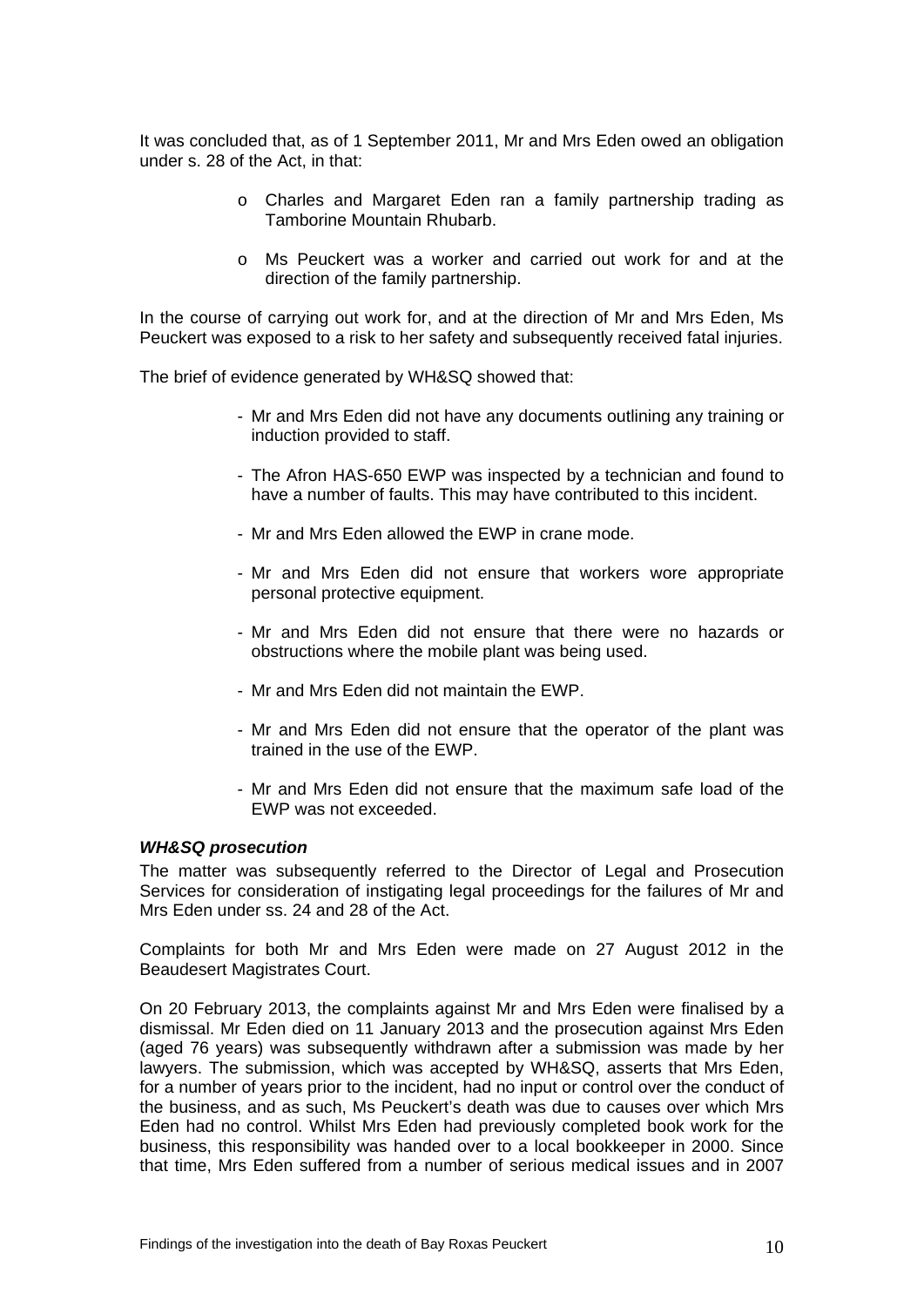It was concluded that, as of 1 September 2011, Mr and Mrs Eden owed an obligation under s. 28 of the Act, in that:

- o Charles and Margaret Eden ran a family partnership trading as Tamborine Mountain Rhubarb.
- o Ms Peuckert was a worker and carried out work for and at the direction of the family partnership.

In the course of carrying out work for, and at the direction of Mr and Mrs Eden, Ms Peuckert was exposed to a risk to her safety and subsequently received fatal injuries.

The brief of evidence generated by WH&SQ showed that:

- Mr and Mrs Eden did not have any documents outlining any training or induction provided to staff.
- The Afron HAS-650 EWP was inspected by a technician and found to have a number of faults. This may have contributed to this incident.
- Mr and Mrs Eden allowed the EWP in crane mode.
- Mr and Mrs Eden did not ensure that workers wore appropriate personal protective equipment.
- Mr and Mrs Eden did not ensure that there were no hazards or obstructions where the mobile plant was being used.
- Mr and Mrs Eden did not maintain the EWP.
- Mr and Mrs Eden did not ensure that the operator of the plant was trained in the use of the EWP.
- Mr and Mrs Eden did not ensure that the maximum safe load of the EWP was not exceeded.

***WH&SQ prosecution***

The matter was subsequently referred to the Director of Legal and Prosecution Services for consideration of instigating legal proceedings for the failures of Mr and Mrs Eden under ss. 24 and 28 of the Act.

Complaints for both Mr and Mrs Eden were made on 27 August 2012 in the Beaudesert Magistrates Court.

On 20 February 2013, the complaints against Mr and Mrs Eden were finalised by a dismissal. Mr Eden died on 11 January 2013 and the prosecution against Mrs Eden (aged 76 years) was subsequently withdrawn after a submission was made by her lawyers. The submission, which was accepted by WH&SQ, asserts that Mrs Eden, for a number of years prior to the incident, had no input or control over the conduct of the business, and as such, Ms Peuckert's death was due to causes over which Mrs Eden had no control. Whilst Mrs Eden had previously completed book work for the business, this responsibility was handed over to a local bookkeeper in 2000. Since that time, Mrs Eden suffered from a number of serious medical issues and in 2007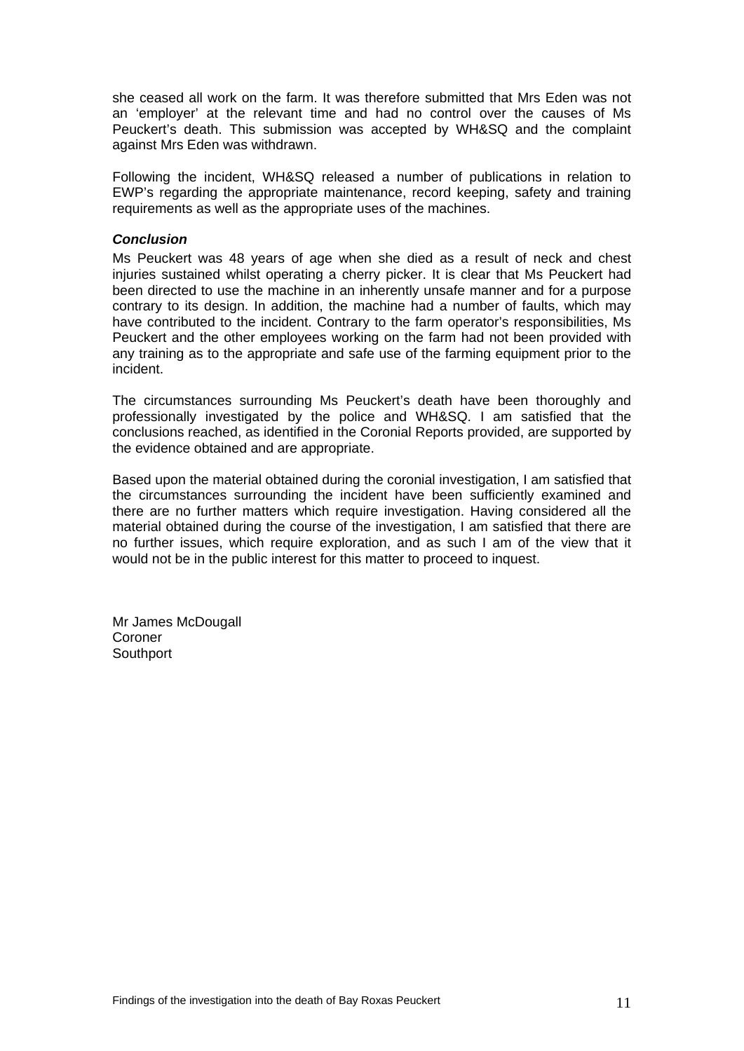she ceased all work on the farm. It was therefore submitted that Mrs Eden was not an 'employer' at the relevant time and had no control over the causes of Ms Peuckert's death. This submission was accepted by WH&SQ and the complaint against Mrs Eden was withdrawn.

Following the incident, WH&SQ released a number of publications in relation to EWP's regarding the appropriate maintenance, record keeping, safety and training requirements as well as the appropriate uses of the machines.

***Conclusion***

Ms Peuckert was 48 years of age when she died as a result of neck and chest injuries sustained whilst operating a cherry picker. It is clear that Ms Peuckert had been directed to use the machine in an inherently unsafe manner and for a purpose contrary to its design. In addition, the machine had a number of faults, which may have contributed to the incident. Contrary to the farm operator's responsibilities, Ms Peuckert and the other employees working on the farm had not been provided with any training as to the appropriate and safe use of the farming equipment prior to the incident.

The circumstances surrounding Ms Peuckert's death have been thoroughly and professionally investigated by the police and WH&SQ. I am satisfied that the conclusions reached, as identified in the Coronial Reports provided, are supported by the evidence obtained and are appropriate.

Based upon the material obtained during the coronial investigation, I am satisfied that the circumstances surrounding the incident have been sufficiently examined and there are no further matters which require investigation. Having considered all the material obtained during the course of the investigation, I am satisfied that there are no further issues, which require exploration, and as such I am of the view that it would not be in the public interest for this matter to proceed to inquest.

Mr James McDougall  
Coroner  
Southport